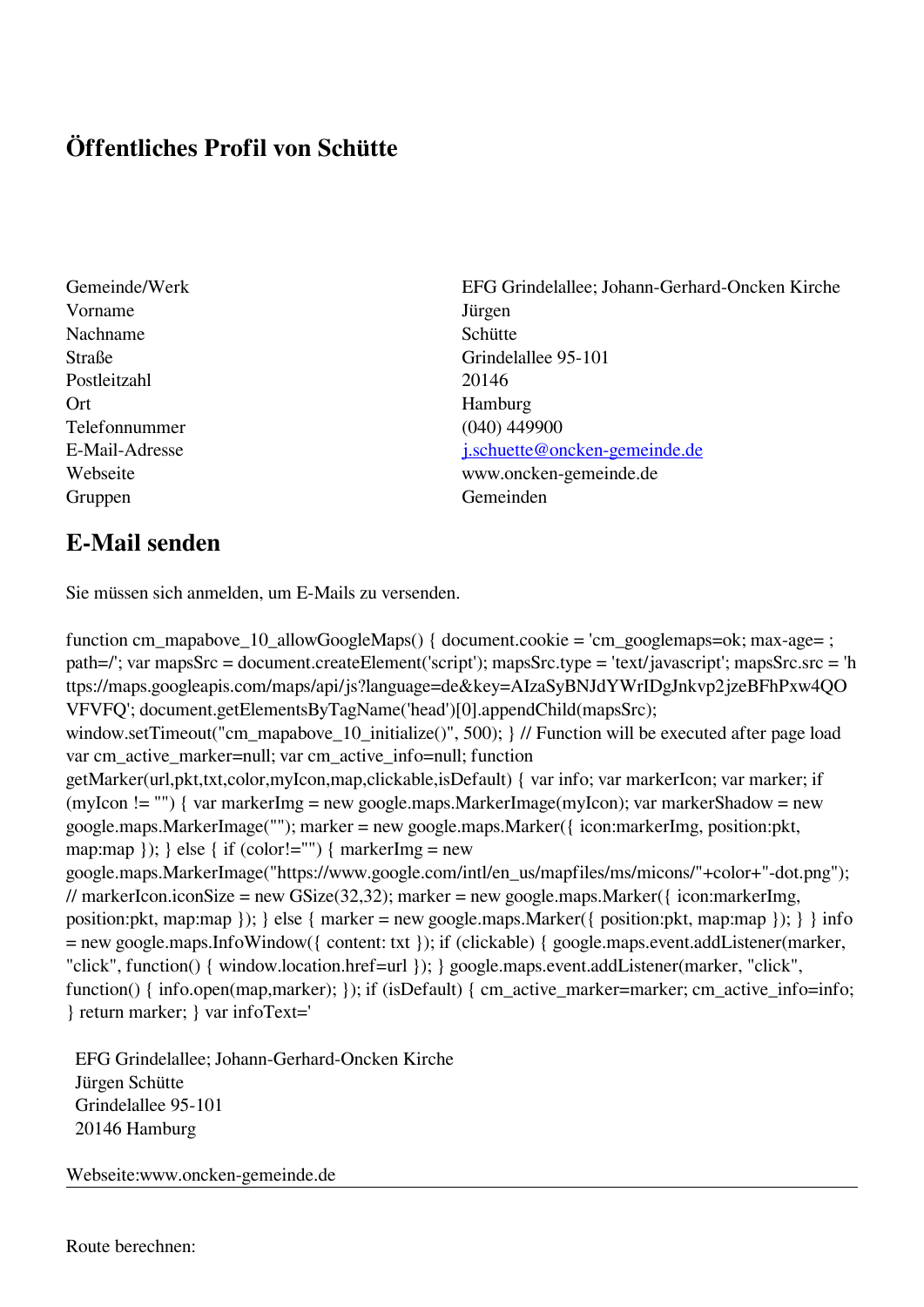# Öffentliches Profil von Schütte

| | |
|---|---|
| Gemeinde/Werk | EFG Grindelallee; Johann-Gerhard-Oncken Kirche |
| Vorname | Jürgen |
| Nachname | Schütte |
| Straße | Grindelallee 95-101 |
| Postleitzahl | 20146 |
| Ort | Hamburg |
| Telefonnummer | (040) 449900 |
| E-Mail-Adresse | j.schuette@oncken-gemeinde.de |
| Webseite | www.oncken-gemeinde.de |
| Gruppen | Gemeinden |

## E-Mail senden

Sie müssen sich anmelden, um E-Mails zu versenden.

```
function cm_mapabove_10_allowGoogleMaps() { document.cookie = 'cm_googlemaps=ok; max-age= ; path=/'; var mapsSrc = document.createElement('script'); mapsSrc.type = 'text/javascript'; mapsSrc.src = 'https://maps.googleapis.com/maps/api/js?language=de&key=AIzaSyBNJdYWrIDgJnkvp2jzeBFhPxw4QOVFVFQ'; document.getElementsByTagName('head')[0].appendChild(mapsSrc); window.setTimeout("cm_mapabove_10_initialize()", 500); } // Function will be executed after page load var cm_active_marker=null; var cm_active_info=null; function getMarker(url,pkt,txt,color,myIcon,map,clickable,isDefault) { var info; var markerIcon; var marker; if (myIcon != "") { var markerImg = new google.maps.MarkerImage(myIcon); var markerShadow = new google.maps.MarkerImage(""); marker = new google.maps.Marker({ icon:markerImg, position:pkt, map:map }); } else { if (color!="") { markerImg = new google.maps.MarkerImage("https://www.google.com/intl/en_us/mapfiles/ms/micons/"+color+"-dot.png"); // markerIcon.iconSize = new GSize(32,32); marker = new google.maps.Marker({ icon:markerImg, position:pkt, map:map }); } else { marker = new google.maps.Marker({ position:pkt, map:map }); } } info = new google.maps.InfoWindow({ content: txt }); if (clickable) { google.maps.event.addListener(marker, "click", function() { window.location.href=url }); } google.maps.event.addListener(marker, "click", function() { info.open(map,marker); }); if (isDefault) { cm_active_marker=marker; cm_active_info=info; } return marker; } var infoText='
```

EFG Grindelallee; Johann-Gerhard-Oncken Kirche
Jürgen Schütte
Grindelallee 95-101
20146 Hamburg

Webseite:www.oncken-gemeinde.de

---

Route berechnen: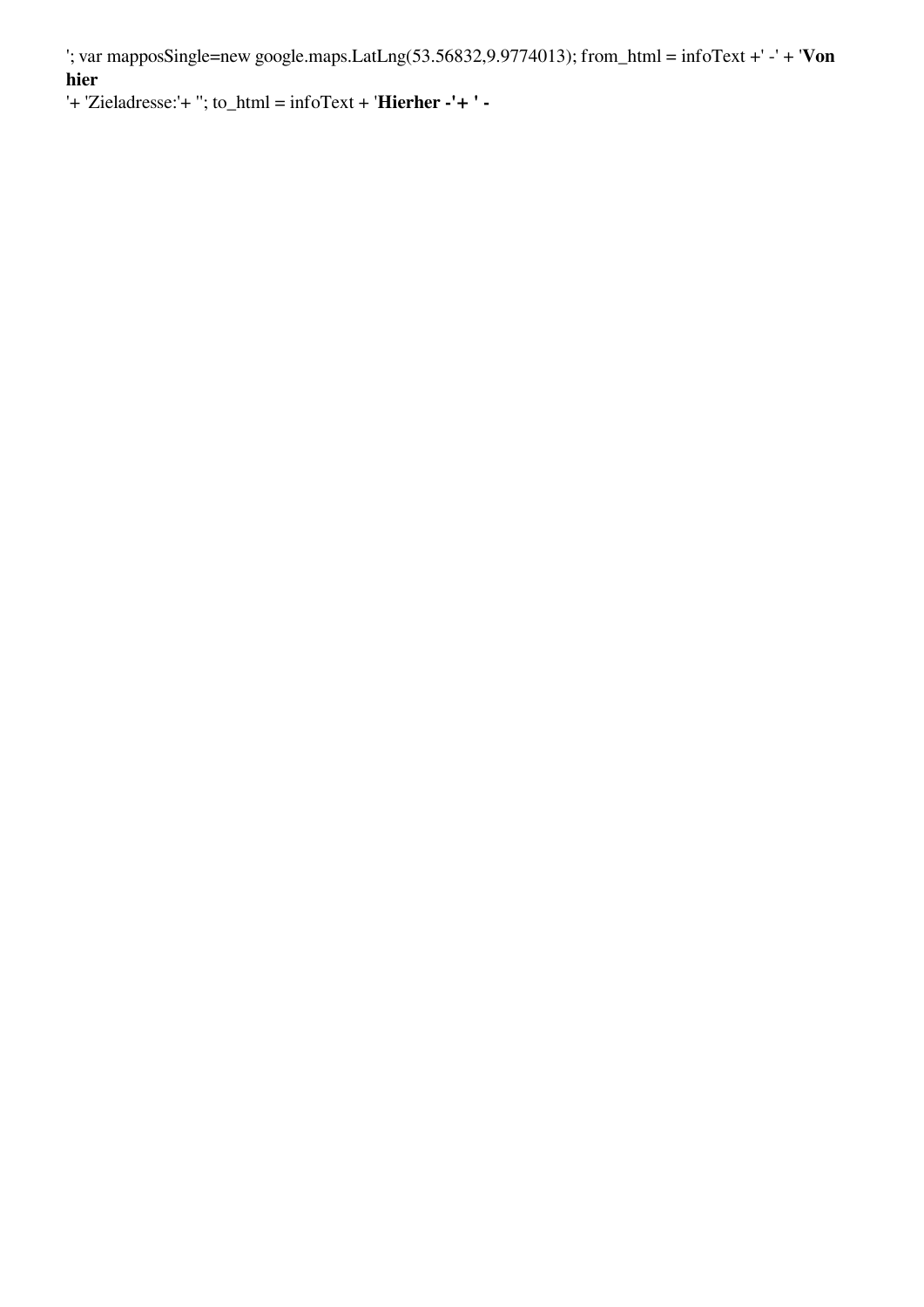'; var mapposSingle=new google.maps.LatLng(53.56832,9.9774013); from_html = infoText +' -' + '**Von hier**
'+ 'Zieladresse:'+ ''; to_html = infoText + '**Hierher -'+ ' -**